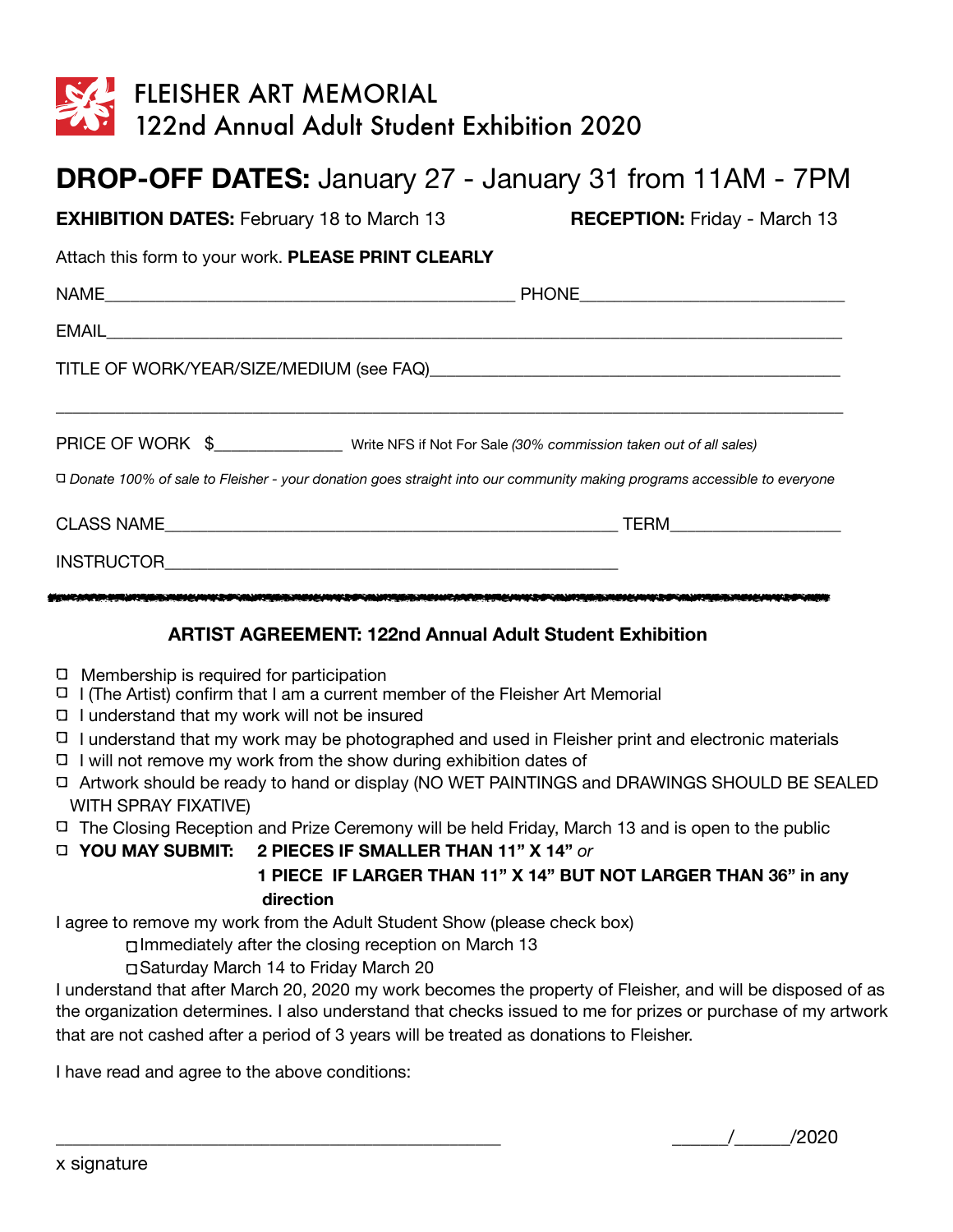# FLEISHER ART MEMORIAL
## 122nd Annual Adult Student Exhibition 2020

**DROP-OFF DATES:** January 27 - January 31 from 11AM - 7PM

**EXHIBITION DATES:** February 18 to March 13 **RECEPTION:** Friday - March 13

Attach this form to your work. **PLEASE PRINT CLEARLY**

NAME_______________________________________________ PHONE_____________________________

EMAIL_______________________________________________________________________________

TITLE OF WORK/YEAR/SIZE/MEDIUM (see FAQ)_______________________________________________

____________________________________________________________________________________

PRICE OF WORK $______________ Write NFS if Not For Sale *(30% commission taken out of all sales)*

☐ *Donate 100% of sale to Fleisher - your donation goes straight into our community making programs accessible to everyone*

CLASS NAME____________________________________________________ TERM__________________

INSTRUCTOR____________________________________________________

---

### ARTIST AGREEMENT: 122nd Annual Adult Student Exhibition

- ☐ Membership is required for participation
- ☐ I (The Artist) confirm that I am a current member of the Fleisher Art Memorial
- ☐ I understand that my work will not be insured
- ☐ I understand that my work may be photographed and used in Fleisher print and electronic materials
- ☐ I will not remove my work from the show during exhibition dates of
- ☐ Artwork should be ready to hand or display (NO WET PAINTINGS and DRAWINGS SHOULD BE SEALED WITH SPRAY FIXATIVE)
- ☐ The Closing Reception and Prize Ceremony will be held Friday, March 13 and is open to the public
- ☐ **YOU MAY SUBMIT: 2 PIECES IF SMALLER THAN 11" X 14"** *or*
  **1 PIECE IF LARGER THAN 11" X 14" BUT NOT LARGER THAN 36" in any direction**

I agree to remove my work from the Adult Student Show (please check box)

- ☐ Immediately after the closing reception on March 13
- ☐ Saturday March 14 to Friday March 20

I understand that after March 20, 2020 my work becomes the property of Fleisher, and will be disposed of as the organization determines. I also understand that checks issued to me for prizes or purchase of my artwork that are not cashed after a period of 3 years will be treated as donations to Fleisher.

I have read and agree to the above conditions:

_________________________________________________ _____/_____/2020

x signature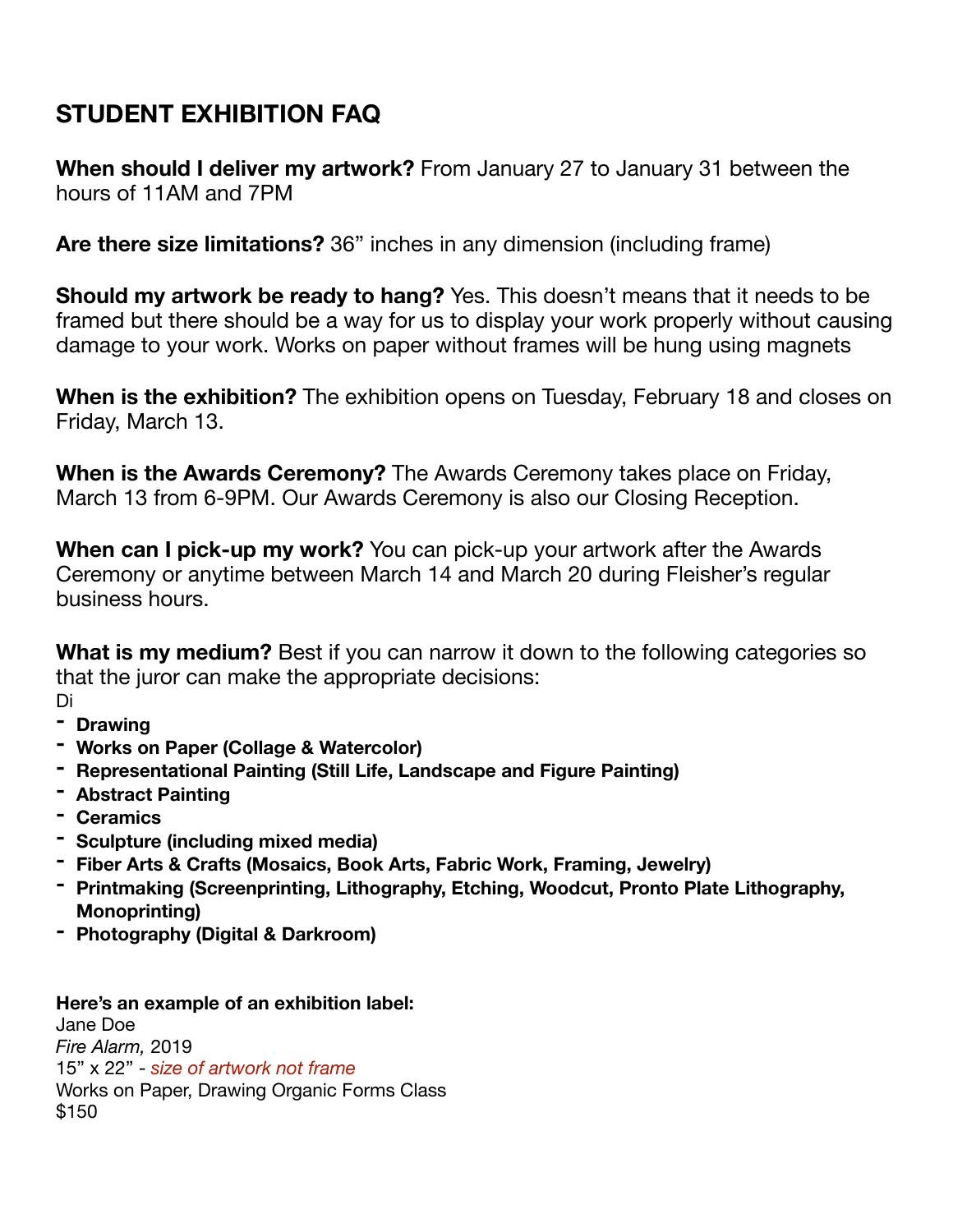## STUDENT EXHIBITION FAQ

**When should I deliver my artwork?** From January 27 to January 31 between the hours of 11AM and 7PM

**Are there size limitations?** 36" inches in any dimension (including frame)

**Should my artwork be ready to hang?** Yes. This doesn't means that it needs to be framed but there should be a way for us to display your work properly without causing damage to your work. Works on paper without frames will be hung using magnets

**When is the exhibition?** The exhibition opens on Tuesday, February 18 and closes on Friday, March 13.

**When is the Awards Ceremony?** The Awards Ceremony takes place on Friday, March 13 from 6-9PM. Our Awards Ceremony is also our Closing Reception.

**When can I pick-up my work?** You can pick-up your artwork after the Awards Ceremony or anytime between March 14 and March 20 during Fleisher's regular business hours.

**What is my medium?** Best if you can narrow it down to the following categories so that the juror can make the appropriate decisions:

Di

- **Drawing**
- **Works on Paper (Collage & Watercolor)**
- **Representational Painting (Still Life, Landscape and Figure Painting)**
- **Abstract Painting**
- **Ceramics**
- **Sculpture (including mixed media)**
- **Fiber Arts & Crafts (Mosaics, Book Arts, Fabric Work, Framing, Jewelry)**
- **Printmaking (Screenprinting, Lithography, Etching, Woodcut, Pronto Plate Lithography, Monoprinting)**
- **Photography (Digital & Darkroom)**

**Here's an example of an exhibition label:**

Jane Doe
*Fire Alarm,* 2019
15" x 22" - *size of artwork not frame*
Works on Paper, Drawing Organic Forms Class
$150